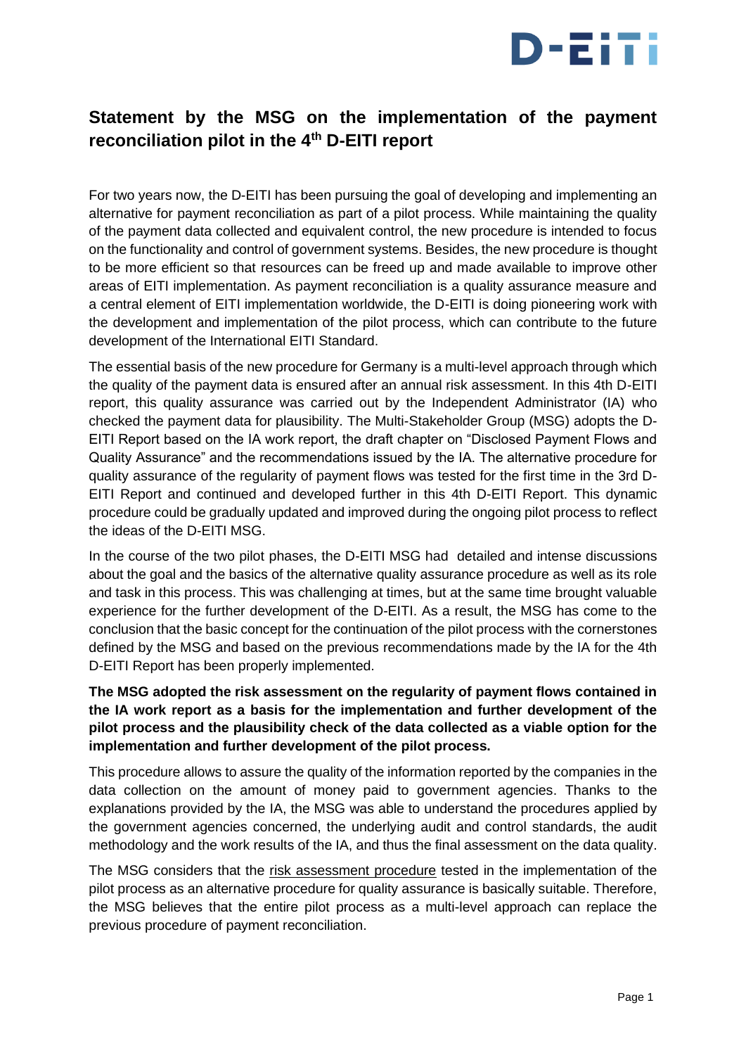# Statement by the MSG on the implementation of the payment reconciliation pilot in the 4th D-EITI report

For two years now, the D-EITI has been pursuing the goal of developing and implementing an alternative for payment reconciliation as part of a pilot process. While maintaining the quality of the payment data collected and equivalent control, the new procedure is intended to focus on the functionality and control of government systems. Besides, the new procedure is thought to be more efficient so that resources can be freed up and made available to improve other areas of EITI implementation. As payment reconciliation is a quality assurance measure and a central element of EITI implementation worldwide, the D-EITI is doing pioneering work with the development and implementation of the pilot process, which can contribute to the future development of the International EITI Standard.

The essential basis of the new procedure for Germany is a multi-level approach through which the quality of the payment data is ensured after an annual risk assessment. In this 4th D-EITI report, this quality assurance was carried out by the Independent Administrator (IA) who checked the payment data for plausibility. The Multi-Stakeholder Group (MSG) adopts the D-EITI Report based on the IA work report, the draft chapter on "Disclosed Payment Flows and Quality Assurance" and the recommendations issued by the IA. The alternative procedure for quality assurance of the regularity of payment flows was tested for the first time in the 3rd D-EITI Report and continued and developed further in this 4th D-EITI Report. This dynamic procedure could be gradually updated and improved during the ongoing pilot process to reflect the ideas of the D-EITI MSG.

In the course of the two pilot phases, the D-EITI MSG had detailed and intense discussions about the goal and the basics of the alternative quality assurance procedure as well as its role and task in this process. This was challenging at times, but at the same time brought valuable experience for the further development of the D-EITI. As a result, the MSG has come to the conclusion that the basic concept for the continuation of the pilot process with the cornerstones defined by the MSG and based on the previous recommendations made by the IA for the 4th D-EITI Report has been properly implemented.

**The MSG adopted the risk assessment on the regularity of payment flows contained in the IA work report as a basis for the implementation and further development of the pilot process and the plausibility check of the data collected as a viable option for the implementation and further development of the pilot process.**

This procedure allows to assure the quality of the information reported by the companies in the data collection on the amount of money paid to government agencies. Thanks to the explanations provided by the IA, the MSG was able to understand the procedures applied by the government agencies concerned, the underlying audit and control standards, the audit methodology and the work results of the IA, and thus the final assessment on the data quality.

The MSG considers that the risk assessment procedure tested in the implementation of the pilot process as an alternative procedure for quality assurance is basically suitable. Therefore, the MSG believes that the entire pilot process as a multi-level approach can replace the previous procedure of payment reconciliation.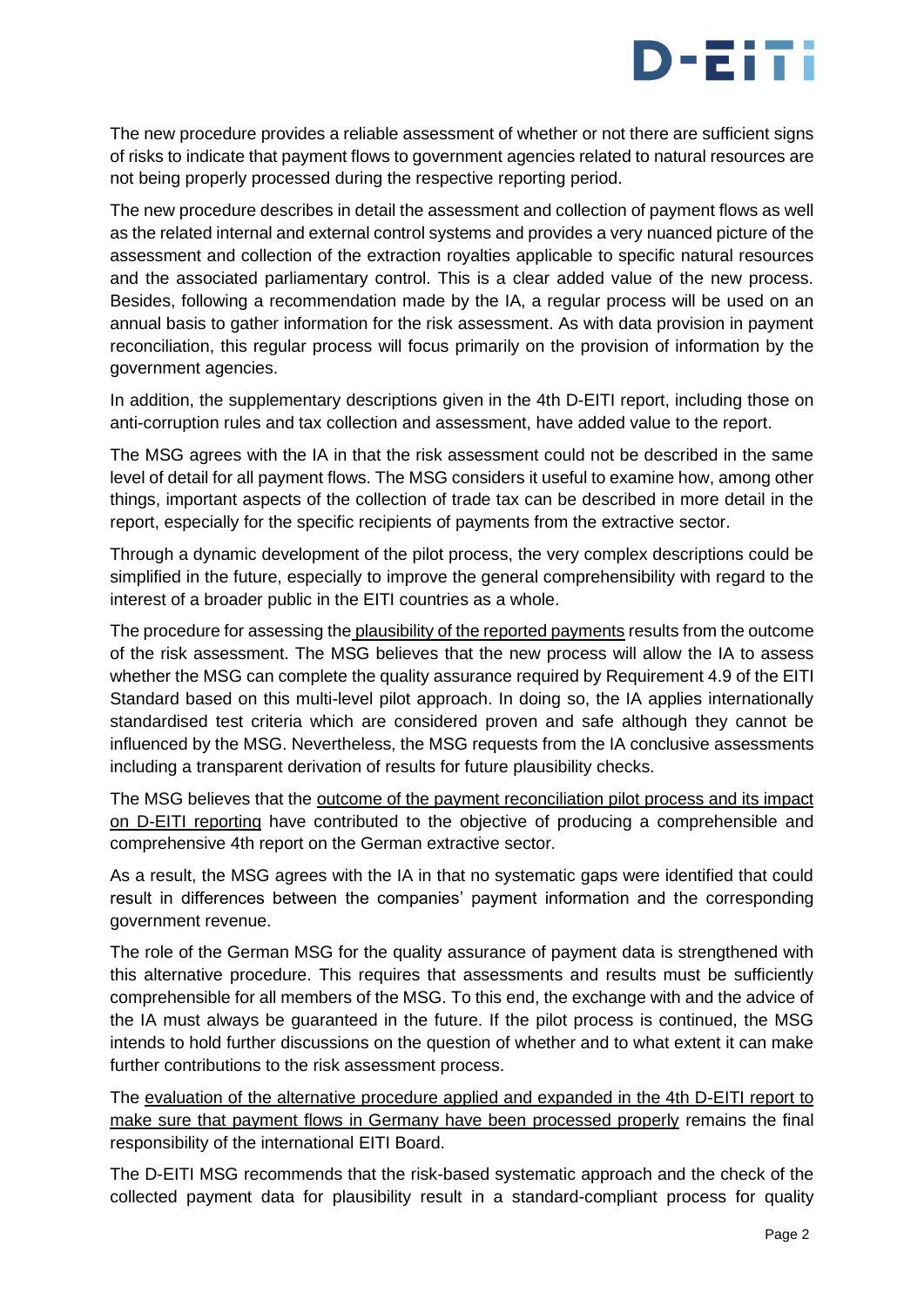The new procedure provides a reliable assessment of whether or not there are sufficient signs of risks to indicate that payment flows to government agencies related to natural resources are not being properly processed during the respective reporting period.

The new procedure describes in detail the assessment and collection of payment flows as well as the related internal and external control systems and provides a very nuanced picture of the assessment and collection of the extraction royalties applicable to specific natural resources and the associated parliamentary control. This is a clear added value of the new process. Besides, following a recommendation made by the IA, a regular process will be used on an annual basis to gather information for the risk assessment. As with data provision in payment reconciliation, this regular process will focus primarily on the provision of information by the government agencies.

In addition, the supplementary descriptions given in the 4th D-EITI report, including those on anti-corruption rules and tax collection and assessment, have added value to the report.

The MSG agrees with the IA in that the risk assessment could not be described in the same level of detail for all payment flows. The MSG considers it useful to examine how, among other things, important aspects of the collection of trade tax can be described in more detail in the report, especially for the specific recipients of payments from the extractive sector.

Through a dynamic development of the pilot process, the very complex descriptions could be simplified in the future, especially to improve the general comprehensibility with regard to the interest of a broader public in the EITI countries as a whole.

The procedure for assessing the plausibility of the reported payments results from the outcome of the risk assessment. The MSG believes that the new process will allow the IA to assess whether the MSG can complete the quality assurance required by Requirement 4.9 of the EITI Standard based on this multi-level pilot approach. In doing so, the IA applies internationally standardised test criteria which are considered proven and safe although they cannot be influenced by the MSG. Nevertheless, the MSG requests from the IA conclusive assessments including a transparent derivation of results for future plausibility checks.

The MSG believes that the outcome of the payment reconciliation pilot process and its impact on D-EITI reporting have contributed to the objective of producing a comprehensible and comprehensive 4th report on the German extractive sector.

As a result, the MSG agrees with the IA in that no systematic gaps were identified that could result in differences between the companies' payment information and the corresponding government revenue.

The role of the German MSG for the quality assurance of payment data is strengthened with this alternative procedure. This requires that assessments and results must be sufficiently comprehensible for all members of the MSG. To this end, the exchange with and the advice of the IA must always be guaranteed in the future. If the pilot process is continued, the MSG intends to hold further discussions on the question of whether and to what extent it can make further contributions to the risk assessment process.

The evaluation of the alternative procedure applied and expanded in the 4th D-EITI report to make sure that payment flows in Germany have been processed properly remains the final responsibility of the international EITI Board.

The D-EITI MSG recommends that the risk-based systematic approach and the check of the collected payment data for plausibility result in a standard-compliant process for quality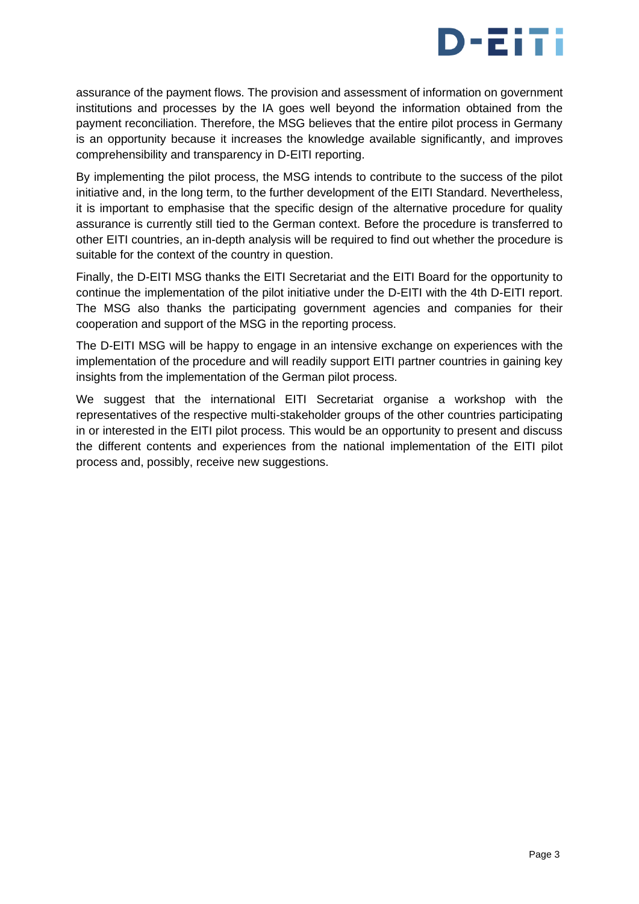assurance of the payment flows. The provision and assessment of information on government institutions and processes by the IA goes well beyond the information obtained from the payment reconciliation. Therefore, the MSG believes that the entire pilot process in Germany is an opportunity because it increases the knowledge available significantly, and improves comprehensibility and transparency in D-EITI reporting.

By implementing the pilot process, the MSG intends to contribute to the success of the pilot initiative and, in the long term, to the further development of the EITI Standard. Nevertheless, it is important to emphasise that the specific design of the alternative procedure for quality assurance is currently still tied to the German context. Before the procedure is transferred to other EITI countries, an in-depth analysis will be required to find out whether the procedure is suitable for the context of the country in question.

Finally, the D-EITI MSG thanks the EITI Secretariat and the EITI Board for the opportunity to continue the implementation of the pilot initiative under the D-EITI with the 4th D-EITI report. The MSG also thanks the participating government agencies and companies for their cooperation and support of the MSG in the reporting process.

The D-EITI MSG will be happy to engage in an intensive exchange on experiences with the implementation of the procedure and will readily support EITI partner countries in gaining key insights from the implementation of the German pilot process.

We suggest that the international EITI Secretariat organise a workshop with the representatives of the respective multi-stakeholder groups of the other countries participating in or interested in the EITI pilot process. This would be an opportunity to present and discuss the different contents and experiences from the national implementation of the EITI pilot process and, possibly, receive new suggestions.